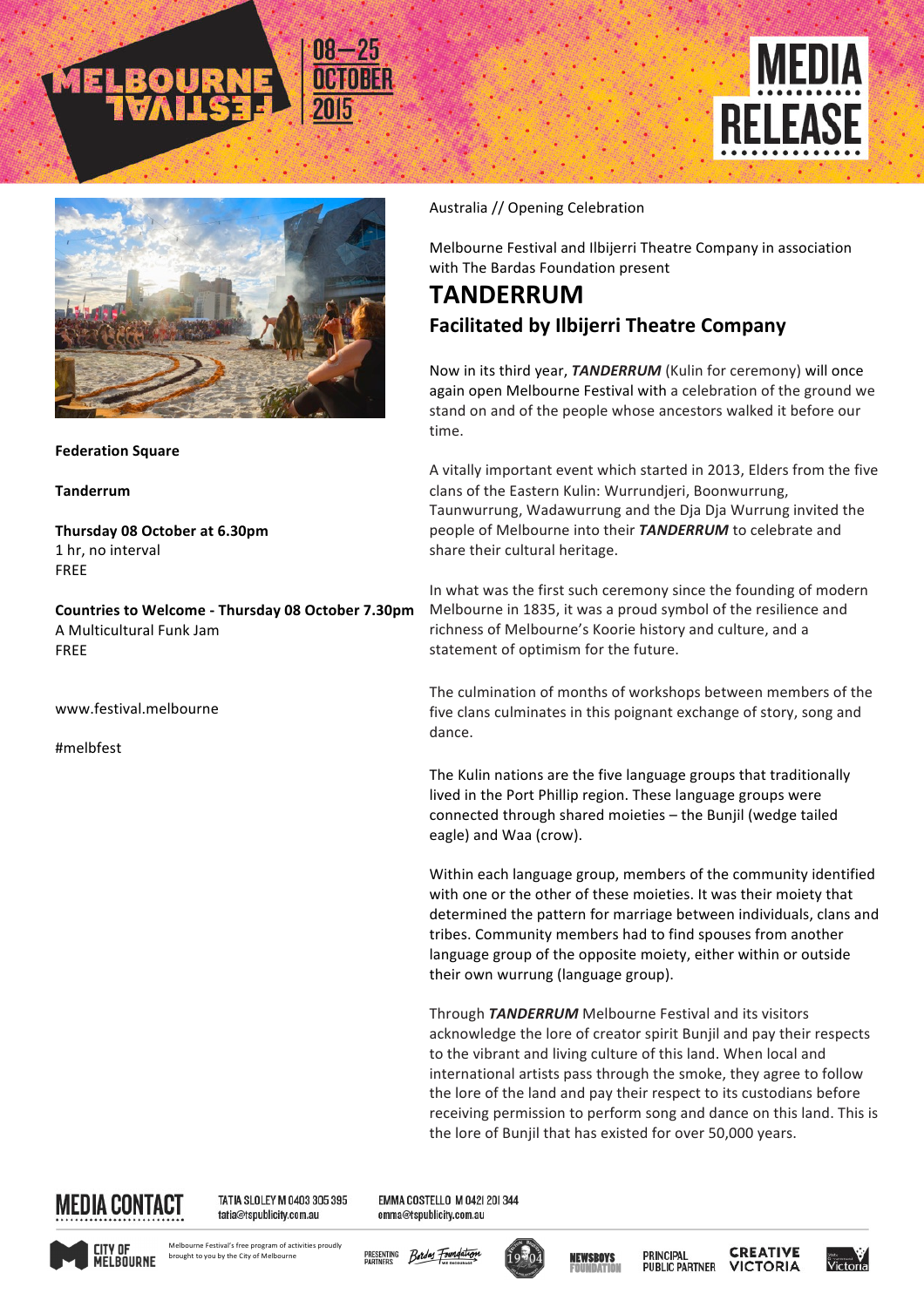MELBOURNE FESTIVAL 08—25 OCTOBER 2015

MEDIA RELEASE

**Federation Square**

**Tanderrum**

**Thursday 08 October at 6.30pm**
1 hr, no interval
FREE

**Countries to Welcome - Thursday 08 October 7.30pm**
A Multicultural Funk Jam
FREE

www.festival.melbourne

#melbfest

Australia // Opening Celebration

Melbourne Festival and Ilbijerri Theatre Company in association with The Bardas Foundation present

# TANDERRUM

## Facilitated by Ilbijerri Theatre Company

Now in its third year, ***TANDERRUM*** (Kulin for ceremony) will once again open Melbourne Festival with a celebration of the ground we stand on and of the people whose ancestors walked it before our time.

A vitally important event which started in 2013, Elders from the five clans of the Eastern Kulin: Wurrundjeri, Boonwurrung, Taunwurrung, Wadawurrung and the Dja Dja Wurrung invited the people of Melbourne into their ***TANDERRUM*** to celebrate and share their cultural heritage.

In what was the first such ceremony since the founding of modern Melbourne in 1835, it was a proud symbol of the resilience and richness of Melbourne's Koorie history and culture, and a statement of optimism for the future.

The culmination of months of workshops between members of the five clans culminates in this poignant exchange of story, song and dance.

The Kulin nations are the five language groups that traditionally lived in the Port Phillip region. These language groups were connected through shared moieties – the Bunjil (wedge tailed eagle) and Waa (crow).

Within each language group, members of the community identified with one or the other of these moieties. It was their moiety that determined the pattern for marriage between individuals, clans and tribes. Community members had to find spouses from another language group of the opposite moiety, either within or outside their own wurrung (language group).

Through ***TANDERRUM*** Melbourne Festival and its visitors acknowledge the lore of creator spirit Bunjil and pay their respects to the vibrant and living culture of this land. When local and international artists pass through the smoke, they agree to follow the lore of the land and pay their respect to its custodians before receiving permission to perform song and dance on this land. This is the lore of Bunjil that has existed for over 50,000 years.

**MEDIA CONTACT**

TATIA SLOLEY M 0403 305 395
tatia@tspublicity.com.au

EMMA COSTELLO M 0421 201 344
emma@tspublicity.com.au

CITY OF MELBOURNE — Melbourne Festival's free program of activities proudly brought to you by the City of Melbourne

PRESENTING PARTNERS — Bardas Foundation

NEWSBOYS FOUNDATION

PRINCIPAL PUBLIC PARTNER — CREATIVE VICTORIA

Victoria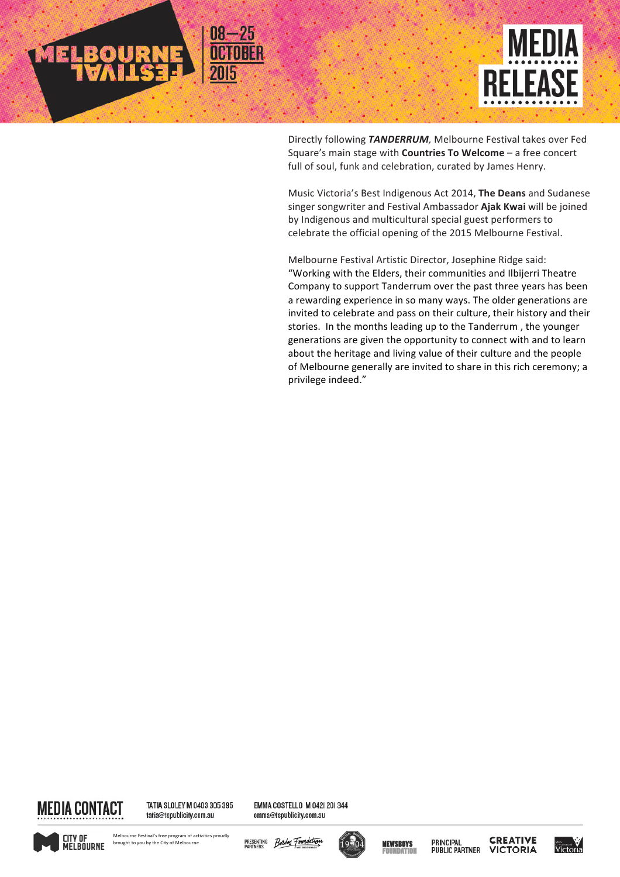Directly following ***TANDERRUM,*** Melbourne Festival takes over Fed Square's main stage with **Countries To Welcome** – a free concert full of soul, funk and celebration, curated by James Henry.

Music Victoria's Best Indigenous Act 2014, **The Deans** and Sudanese singer songwriter and Festival Ambassador **Ajak Kwai** will be joined by Indigenous and multicultural special guest performers to celebrate the official opening of the 2015 Melbourne Festival.

Melbourne Festival Artistic Director, Josephine Ridge said:
"Working with the Elders, their communities and Ilbijerri Theatre Company to support Tanderrum over the past three years has been a rewarding experience in so many ways. The older generations are invited to celebrate and pass on their culture, their history and their stories. In the months leading up to the Tanderrum , the younger generations are given the opportunity to connect with and to learn about the heritage and living value of their culture and the people of Melbourne generally are invited to share in this rich ceremony; a privilege indeed."

**MEDIA CONTACT**

TATIA SLOLEY M 0403 305 395
tatia@tspublicity.com.au

EMMA COSTELLO M 0421 201 344
emma@tspublicity.com.au

Melbourne Festival's free program of activities proudly brought to you by the City of Melbourne